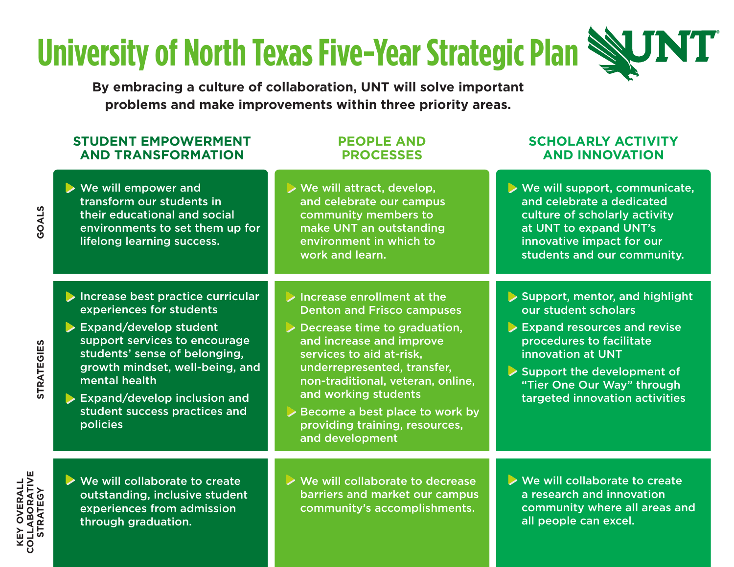# University of North Texas Five-Year Strategic Plan

**By embracing a culture of collaboration, UNT will solve important problems and make improvements within three priority areas.**

| | STUDENT EMPOWERMENT AND TRANSFORMATION | PEOPLE AND PROCESSES | SCHOLARLY ACTIVITY AND INNOVATION |
|---|---|---|---|
| **GOALS** | We will empower and transform our students in their educational and social environments to set them up for lifelong learning success. | We will attract, develop, and celebrate our campus community members to make UNT an outstanding environment in which to work and learn. | We will support, communicate, and celebrate a dedicated culture of scholarly activity at UNT to expand UNT's innovative impact for our students and our community. |
| **STRATEGIES** | Increase best practice curricular experiences for students<br>Expand/develop student support services to encourage students' sense of belonging, growth mindset, well-being, and mental health<br>Expand/develop inclusion and student success practices and policies | Increase enrollment at the Denton and Frisco campuses<br>Decrease time to graduation, and increase and improve services to aid at-risk, underrepresented, transfer, non-traditional, veteran, online, and working students<br>Become a best place to work by providing training, resources, and development | Support, mentor, and highlight our student scholars<br>Expand resources and revise procedures to facilitate innovation at UNT<br>Support the development of "Tier One Our Way" through targeted innovation activities |
| **KEY OVERALL COLLABORATIVE STRATEGY** | We will collaborate to create outstanding, inclusive student experiences from admission through graduation. | We will collaborate to decrease barriers and market our campus community's accomplishments. | We will collaborate to create a research and innovation community where all areas and all people can excel. |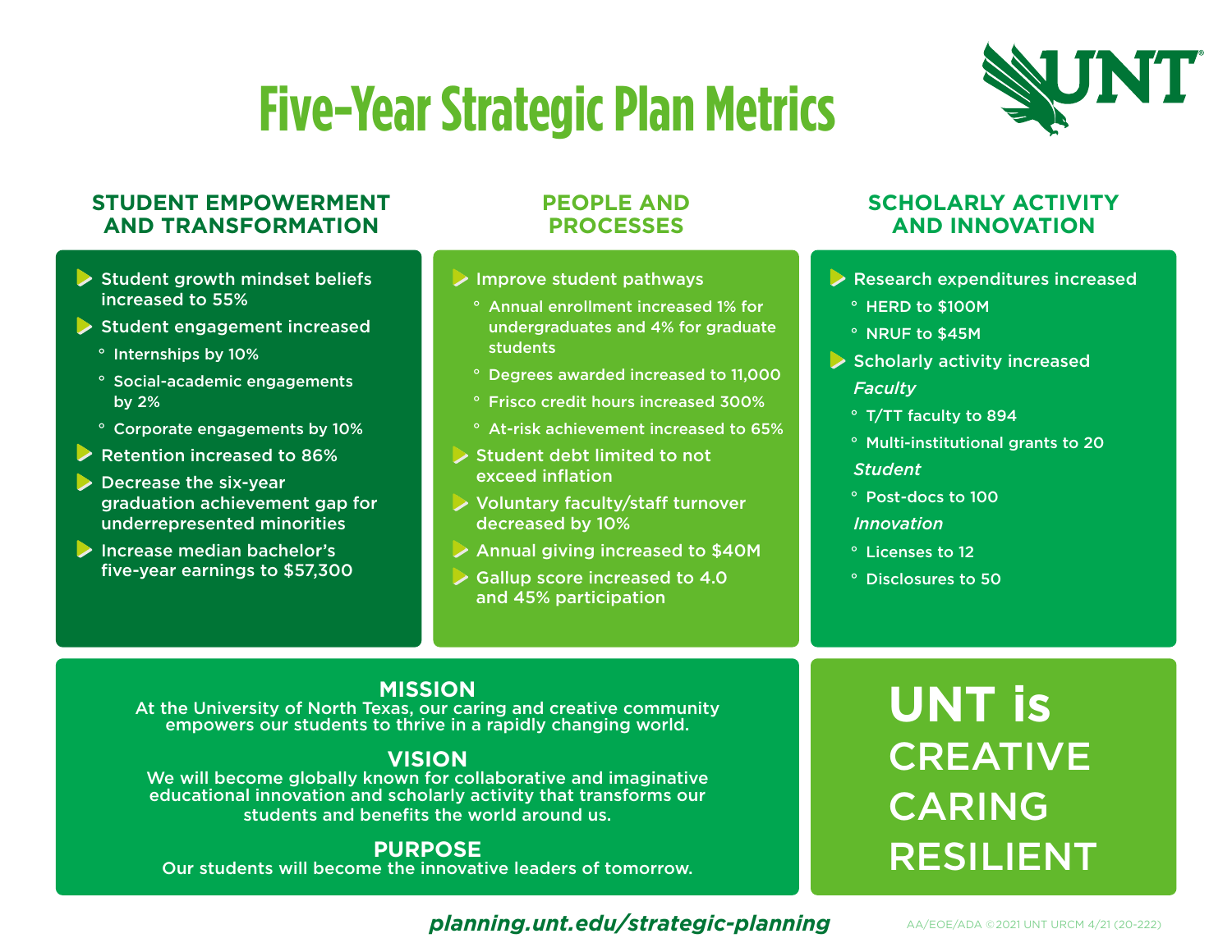# Five-Year Strategic Plan Metrics

UNT

## STUDENT EMPOWERMENT AND TRANSFORMATION

- Student growth mindset beliefs increased to 55%
- Student engagement increased
  - Internships by 10%
  - Social-academic engagements by 2%
  - Corporate engagements by 10%
- Retention increased to 86%
- Decrease the six-year graduation achievement gap for underrepresented minorities
- Increase median bachelor's five-year earnings to $57,300

## PEOPLE AND PROCESSES

- Improve student pathways
  - Annual enrollment increased 1% for undergraduates and 4% for graduate students
  - Degrees awarded increased to 11,000
  - Frisco credit hours increased 300%
  - At-risk achievement increased to 65%
- Student debt limited to not exceed inflation
- Voluntary faculty/staff turnover decreased by 10%
- Annual giving increased to $40M
- Gallup score increased to 4.0 and 45% participation

## SCHOLARLY ACTIVITY AND INNOVATION

- Research expenditures increased
  - HERD to $100M
  - NRUF to $45M
- Scholarly activity increased

  *Faculty*
  - T/TT faculty to 894
  - Multi-institutional grants to 20

  *Student*
  - Post-docs to 100

  *Innovation*
  - Licenses to 12
  - Disclosures to 50

### MISSION

At the University of North Texas, our caring and creative community empowers our students to thrive in a rapidly changing world.

### VISION

We will become globally known for collaborative and imaginative educational innovation and scholarly activity that transforms our students and benefits the world around us.

### PURPOSE

Our students will become the innovative leaders of tomorrow.

**UNT is**
**CREATIVE**
**CARING**
**RESILIENT**

*planning.unt.edu/strategic-planning*

AA/EOE/ADA ©2021 UNT URCM 4/21 (20-222)